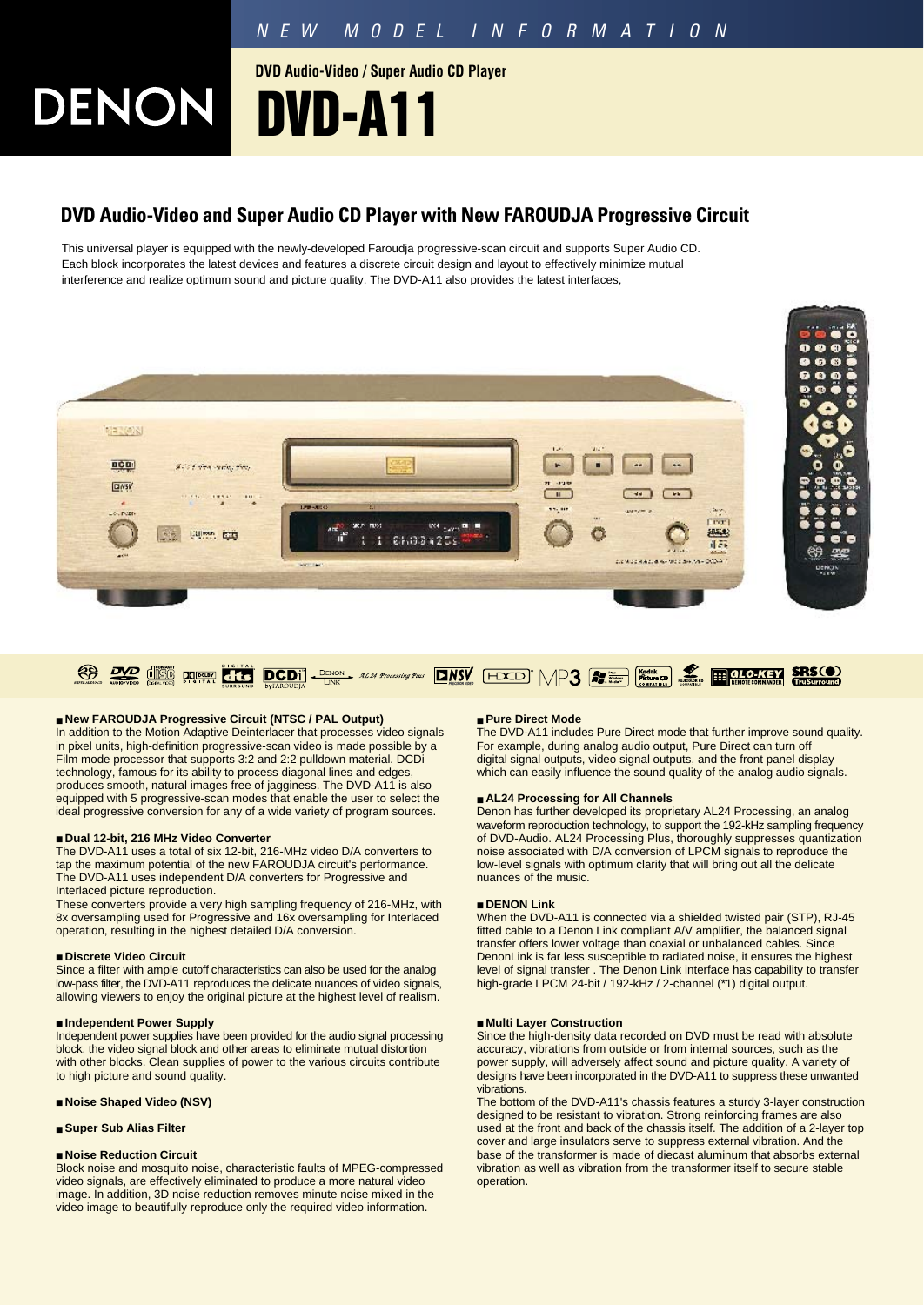NEW MODEL INFORMATION

DENON

DVD Audio-Video / Super Audio CD Player

# DVD-A11

## DVD Audio-Video and Super Audio CD Player with New FAROUDJA Progressive Circuit

This universal player is equipped with the newly-developed Faroudja progressive-scan circuit and supports Super Audio CD. Each block incorporates the latest devices and features a discrete circuit design and layout to effectively minimize mutual interference and realize optimum sound and picture quality. The DVD-A11 also provides the latest interfaces,

### ■ New FAROUDJA Progressive Circuit (NTSC / PAL Output)

In addition to the Motion Adaptive Deinterlacer that processes video signals in pixel units, high-definition progressive-scan video is made possible by a Film mode processor that supports 3:2 and 2:2 pulldown material. DCDi technology, famous for its ability to process diagonal lines and edges, produces smooth, natural images free of jagginess. The DVD-A11 is also equipped with 5 progressive-scan modes that enable the user to select the ideal progressive conversion for any of a wide variety of program sources.

### ■ Dual 12-bit, 216 MHz Video Converter

The DVD-A11 uses a total of six 12-bit, 216-MHz video D/A converters to tap the maximum potential of the new FAROUDJA circuit's performance. The DVD-A11 uses independent D/A converters for Progressive and Interlaced picture reproduction.

These converters provide a very high sampling frequency of 216-MHz, with 8x oversampling used for Progressive and 16x oversampling for Interlaced operation, resulting in the highest detailed D/A conversion.

### ■ Discrete Video Circuit

Since a filter with ample cutoff characteristics can also be used for the analog low-pass filter, the DVD-A11 reproduces the delicate nuances of video signals, allowing viewers to enjoy the original picture at the highest level of realism.

### ■ Independent Power Supply

Independent power supplies have been provided for the audio signal processing block, the video signal block and other areas to eliminate mutual distortion with other blocks. Clean supplies of power to the various circuits contribute to high picture and sound quality.

### ■ Noise Shaped Video (NSV)

### ■ Super Sub Alias Filter

### ■ Noise Reduction Circuit

Block noise and mosquito noise, characteristic faults of MPEG-compressed video signals, are effectively eliminated to produce a more natural video image. In addition, 3D noise reduction removes minute noise mixed in the video image to beautifully reproduce only the required video information.

### ■ Pure Direct Mode

The DVD-A11 includes Pure Direct mode that further improve sound quality. For example, during analog audio output, Pure Direct can turn off digital signal outputs, video signal outputs, and the front panel display which can easily influence the sound quality of the analog audio signals.

### ■ AL24 Processing for All Channels

Denon has further developed its proprietary AL24 Processing, an analog waveform reproduction technology, to support the 192-kHz sampling frequency of DVD-Audio. AL24 Processing Plus, thoroughly suppresses quantization noise associated with D/A conversion of LPCM signals to reproduce the low-level signals with optimum clarity that will bring out all the delicate nuances of the music.

### ■ DENON Link

When the DVD-A11 is connected via a shielded twisted pair (STP), RJ-45 fitted cable to a Denon Link compliant A/V amplifier, the balanced signal transfer offers lower voltage than coaxial or unbalanced cables. Since DenonLink is far less susceptible to radiated noise, it ensures the highest level of signal transfer . The Denon Link interface has capability to transfer high-grade LPCM 24-bit / 192-kHz / 2-channel (*1) digital output.

### ■ Multi Layer Construction

Since the high-density data recorded on DVD must be read with absolute accuracy, vibrations from outside or from internal sources, such as the power supply, will adversely affect sound and picture quality. A variety of designs have been incorporated in the DVD-A11 to suppress these unwanted vibrations.

The bottom of the DVD-A11's chassis features a sturdy 3-layer construction designed to be resistant to vibration. Strong reinforcing frames are also used at the front and back of the chassis itself. The addition of a 2-layer top cover and large insulators serve to suppress external vibration. And the base of the transformer is made of diecast aluminum that absorbs external vibration as well as vibration from the transformer itself to secure stable operation.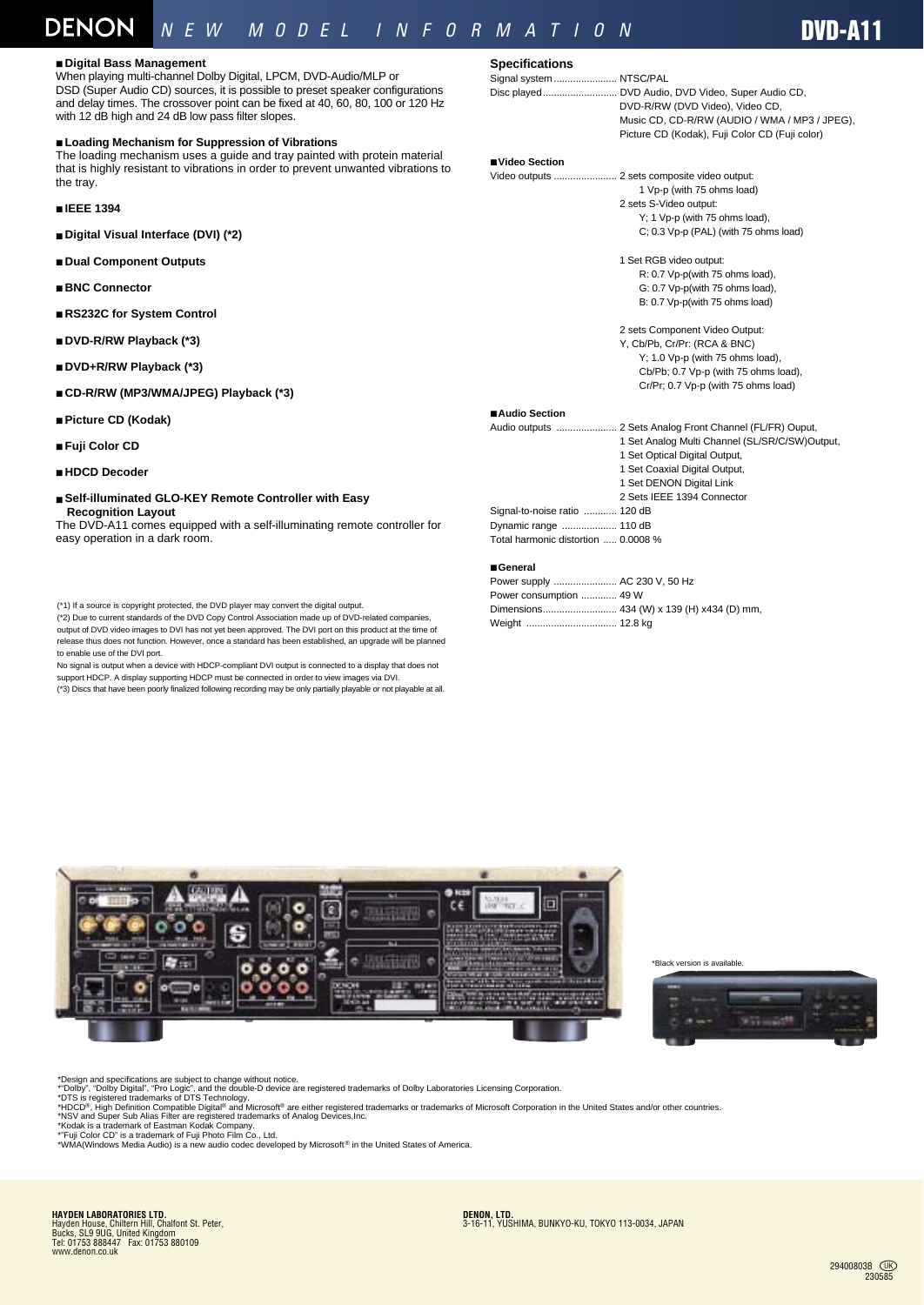# DENON NEW MODEL INFORMATION DVD-A11

■ **Digital Bass Management**
When playing multi-channel Dolby Digital, LPCM, DVD-Audio/MLP or DSD (Super Audio CD) sources, it is possible to preset speaker configurations and delay times. The crossover point can be fixed at 40, 60, 80, 100 or 120 Hz with 12 dB high and 24 dB low pass filter slopes.

■ **Loading Mechanism for Suppression of Vibrations**
The loading mechanism uses a guide and tray painted with protein material that is highly resistant to vibrations in order to prevent unwanted vibrations to the tray.

■ **IEEE 1394**

■ **Digital Visual Interface (DVI) (*2)**

■ **Dual Component Outputs**

■ **BNC Connector**

■ **RS232C for System Control**

■ **DVD-R/RW Playback (*3)**

■ **DVD+R/RW Playback (*3)**

■ **CD-R/RW (MP3/WMA/JPEG) Playback (*3)**

■ **Picture CD (Kodak)**

■ **Fuji Color CD**

■ **HDCD Decoder**

■ **Self-illuminated GLO-KEY Remote Controller with Easy Recognition Layout**
The DVD-A11 comes equipped with a self-illuminating remote controller for easy operation in a dark room.

(*1) If a source is copyright protected, the DVD player may convert the digital output.
(*2) Due to current standards of the DVD Copy Control Association made up of DVD-related companies, output of DVD video images to DVI has not yet been approved. The DVI port on this product at the time of release thus does not function. However, once a standard has been established, an upgrade will be planned to enable use of the DVI port.
No signal is output when a device with HDCP-compliant DVI output is connected to a display that does not support HDCP. A display supporting HDCP must be connected in order to view images via DVI.
(*3) Discs that have been poorly finalized following recording may be only partially playable or not playable at all.

## Specifications

Signal system ........ NTSC/PAL
Disc played ........ DVD Audio, DVD Video, Super Audio CD, DVD-R/RW (DVD Video), Video CD, Music CD, CD-R/RW (AUDIO / WMA / MP3 / JPEG), Picture CD (Kodak), Fuji Color CD (Fuji color)

■ **Video Section**

Video outputs ........ 2 sets composite video output:
1 Vp-p (with 75 ohms load)
2 sets S-Video output:
Y; 1 Vp-p (with 75 ohms load),
C; 0.3 Vp-p (PAL) (with 75 ohms load)

1 Set RGB video output:
R: 0.7 Vp-p(with 75 ohms load),
G: 0.7 Vp-p(with 75 ohms load),
B: 0.7 Vp-p(with 75 ohms load)

2 sets Component Video Output:
Y, Cb/Pb, Cr/Pr: (RCA & BNC)
Y; 1.0 Vp-p (with 75 ohms load),
Cb/Pb; 0.7 Vp-p (with 75 ohms load),
Cr/Pr; 0.7 Vp-p (with 75 ohms load)

■ **Audio Section**

Audio outputs ........ 2 Sets Analog Front Channel (FL/FR) Ouput,
1 Set Analog Multi Channel (SL/SR/C/SW)Output,
1 Set Optical Digital Output,
1 Set Coaxial Digital Output,
1 Set DENON Digital Link
2 Sets IEEE 1394 Connector

Signal-to-noise ratio ........ 120 dB
Dynamic range ........ 110 dB
Total harmonic distortion ..... 0.0008 %

■ **General**

Power supply ........ AC 230 V, 50 Hz
Power consumption ........ 49 W
Dimensions ........ 434 (W) x 139 (H) x434 (D) mm,
Weight ........ 12.8 kg

*Black version is available.

*Design and specifications are subject to change without notice.
*"Dolby", "Dolby Digital", "Pro Logic", and the double-D device are registered trademarks of Dolby Laboratories Licensing Corporation.
*DTS is registered trademarks of DTS Technology.
*HDCD®, High Definition Compatible Digital® and Microsoft® are either registered trademarks or trademarks of Microsoft Corporation in the United States and/or other countries.
*NSV and Super Sub Alias Filter are registered trademarks of Analog Devices,Inc.
*Kodak is a trademark of Eastman Kodak Company.
*"Fuji Color CD" is a trademark of Fuji Photo Film Co., Ltd.
*WMA(Windows Media Audio) is a new audio codec developed by Microsoft® in the United States of America.

**HAYDEN LABORATORIES LTD.**
Hayden House, Chiltern Hill, Chalfont St. Peter,
Bucks, SL9 9UG, United Kingdom
Tel: 01753 888447 Fax: 01753 880109
www.denon.co.uk

**DENON, LTD.**
3-16-11, YUSHIMA, BUNKYO-KU, TOKYO 113-0034, JAPAN

29400803B (UK)
230585